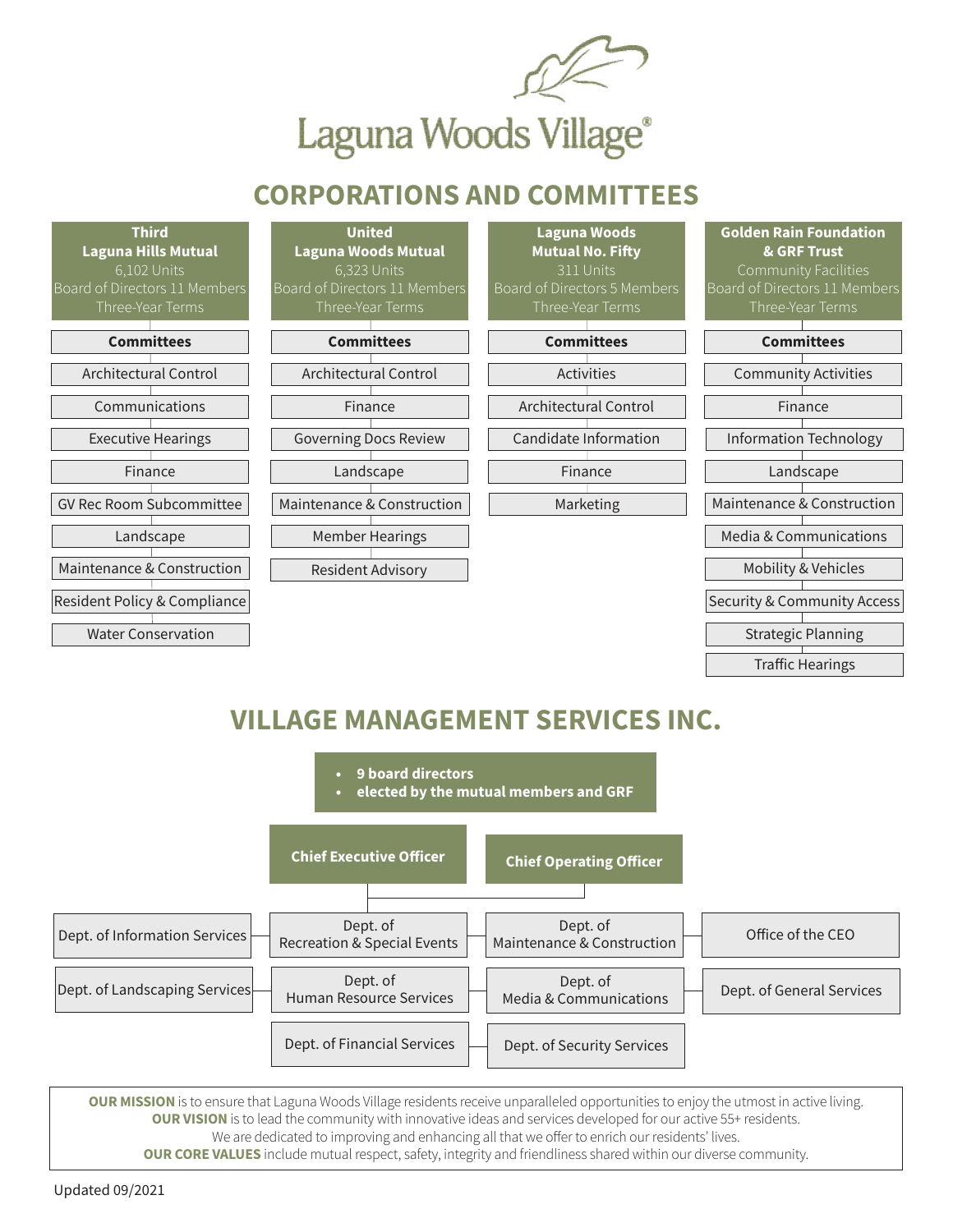# Laguna Woods Village®

## CORPORATIONS AND COMMITTEES

### Third Laguna Hills Mutual

6,102 Units
Board of Directors 11 Members
Three-Year Terms

**Committees**

- Architectural Control
- Communications
- Executive Hearings
- Finance
- GV Rec Room Subcommittee
- Landscape
- Maintenance & Construction
- Resident Policy & Compliance
- Water Conservation

### United Laguna Woods Mutual

6,323 Units
Board of Directors 11 Members
Three-Year Terms

**Committees**

- Architectural Control
- Finance
- Governing Docs Review
- Landscape
- Maintenance & Construction
- Member Hearings
- Resident Advisory

### Laguna Woods Mutual No. Fifty

311 Units
Board of Directors 5 Members
Three-Year Terms

**Committees**

- Activities
- Architectural Control
- Candidate Information
- Finance
- Marketing

### Golden Rain Foundation & GRF Trust

Community Facilities
Board of Directors 11 Members
Three-Year Terms

**Committees**

- Community Activities
- Finance
- Information Technology
- Landscape
- Maintenance & Construction
- Media & Communications
- Mobility & Vehicles
- Security & Community Access
- Strategic Planning
- Traffic Hearings

## VILLAGE MANAGEMENT SERVICES INC.

- **9 board directors**
- **elected by the mutual members and GRF**

**Chief Executive Officer**

**Chief Operating Officer**

- Dept. of Information Services
- Dept. of Recreation & Special Events
- Dept. of Maintenance & Construction
- Office of the CEO
- Dept. of Landscaping Services
- Dept. of Human Resource Services
- Dept. of Media & Communications
- Dept. of General Services
- Dept. of Financial Services
- Dept. of Security Services

**OUR MISSION** is to ensure that Laguna Woods Village residents receive unparalleled opportunities to enjoy the utmost in active living.
**OUR VISION** is to lead the community with innovative ideas and services developed for our active 55+ residents.
We are dedicated to improving and enhancing all that we offer to enrich our residents' lives.
**OUR CORE VALUES** include mutual respect, safety, integrity and friendliness shared within our diverse community.

Updated 09/2021